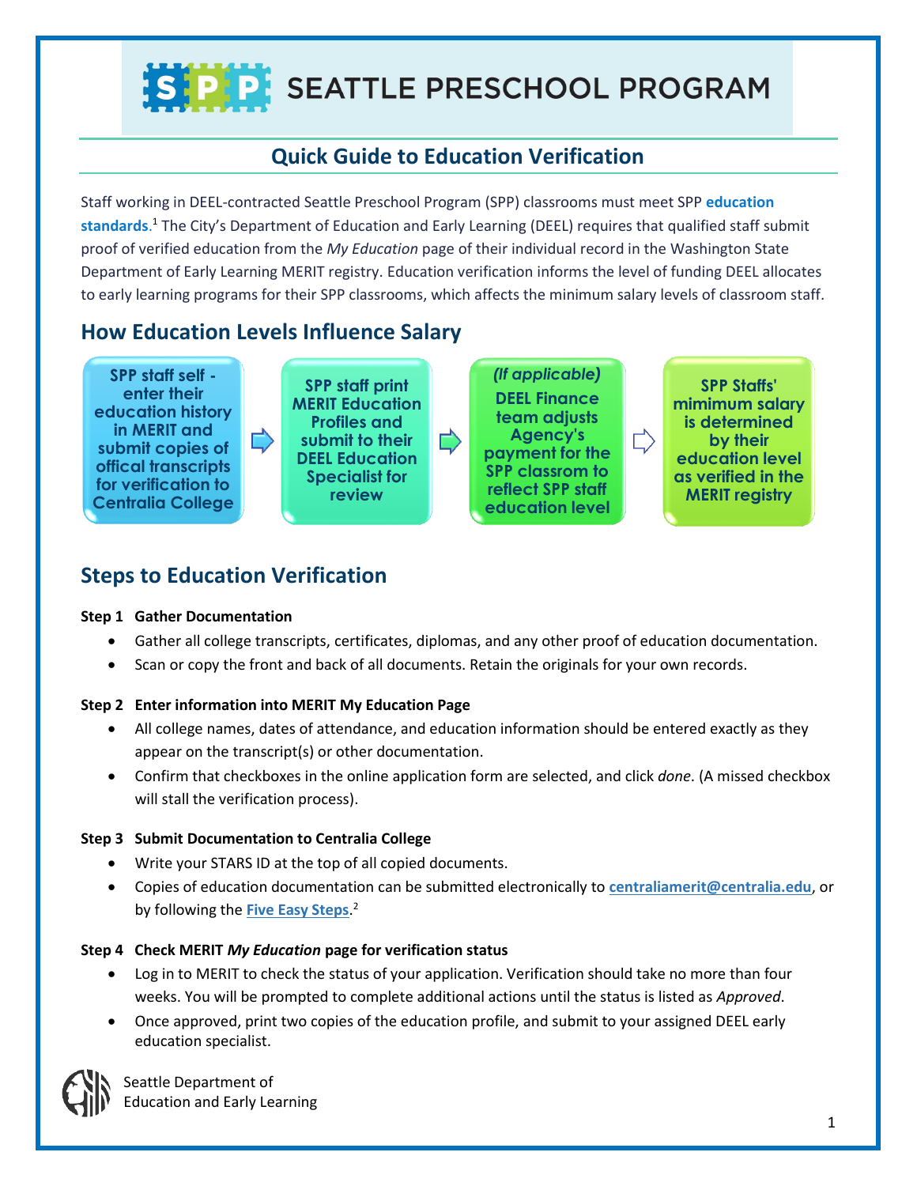# SEATTLE PRESCHOOL PROGRAM

## Quick Guide to Education Verification

Staff working in DEEL-contracted Seattle Preschool Program (SPP) classrooms must meet SPP **education standards**.[1] The City's Department of Education and Early Learning (DEEL) requires that qualified staff submit proof of verified education from the *My Education* page of their individual record in the Washington State Department of Early Learning MERIT registry. Education verification informs the level of funding DEEL allocates to early learning programs for their SPP classrooms, which affects the minimum salary levels of classroom staff.

## How Education Levels Influence Salary

SPP staff self - enter their education history in MERIT and submit copies of offical transcripts for verification to Centralia College → SPP staff print MERIT Education Profiles and submit to their DEEL Education Specialist for review → *(If applicable)* DEEL Finance team adjusts Agency's payment for the SPP classrom to reflect SPP staff education level → SPP Staffs' mimimum salary is determined by their education level as verified in the MERIT registry

## Steps to Education Verification

**Step 1 Gather Documentation**

- Gather all college transcripts, certificates, diplomas, and any other proof of education documentation.
- Scan or copy the front and back of all documents. Retain the originals for your own records.

**Step 2 Enter information into MERIT My Education Page**

- All college names, dates of attendance, and education information should be entered exactly as they appear on the transcript(s) or other documentation.
- Confirm that checkboxes in the online application form are selected, and click *done*. (A missed checkbox will stall the verification process).

**Step 3 Submit Documentation to Centralia College**

- Write your STARS ID at the top of all copied documents.
- Copies of education documentation can be submitted electronically to **centraliamerit@centralia.edu**, or by following the **Five Easy Steps**.[2]

**Step 4 Check MERIT *My Education* page for verification status**

- Log in to MERIT to check the status of your application. Verification should take no more than four weeks. You will be prompted to complete additional actions until the status is listed as *Approved*.
- Once approved, print two copies of the education profile, and submit to your assigned DEEL early education specialist.

Seattle Department of Education and Early Learning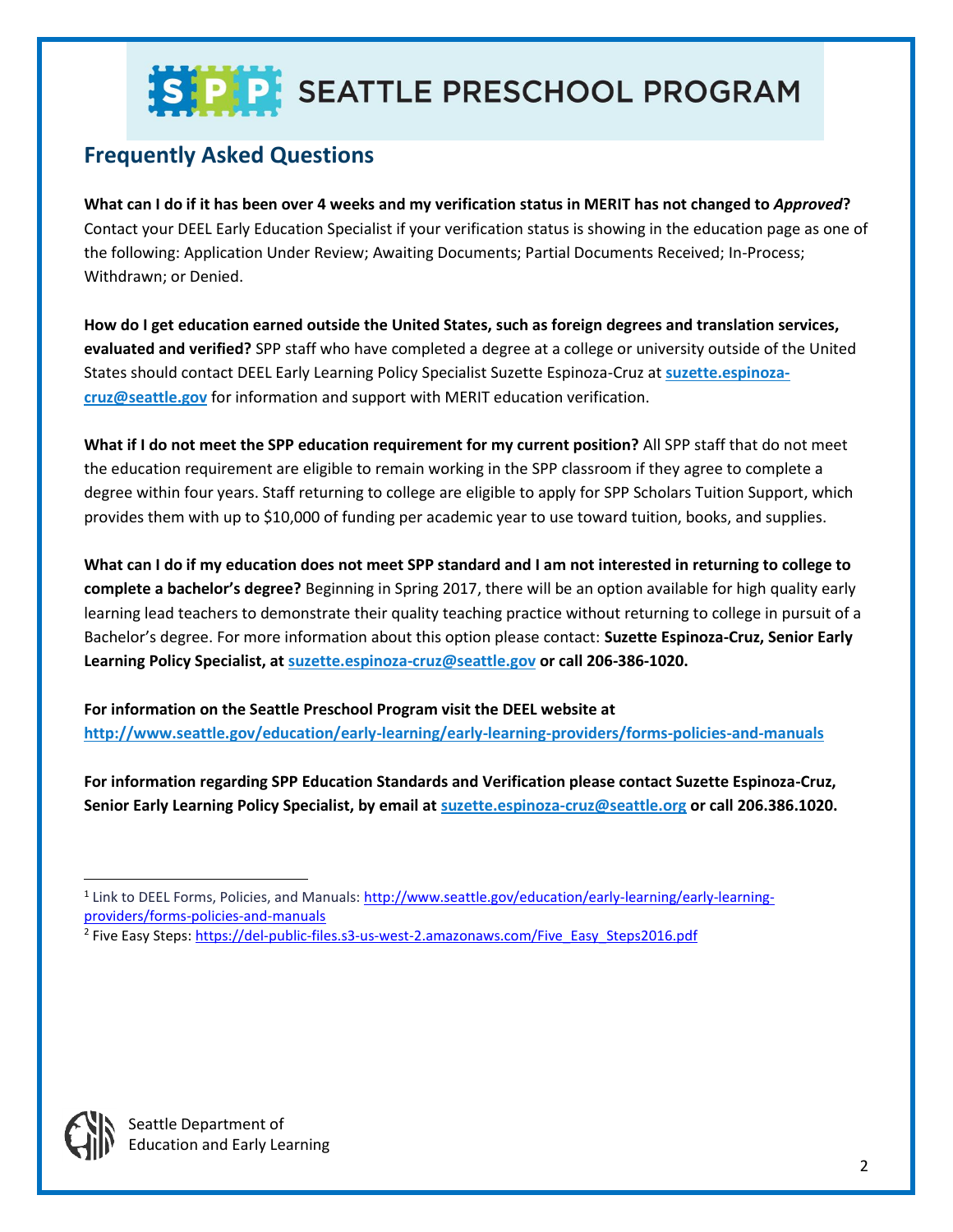## Frequently Asked Questions

**What can I do if it has been over 4 weeks and my verification status in MERIT has not changed to *Approved*?** Contact your DEEL Early Education Specialist if your verification status is showing in the education page as one of the following: Application Under Review; Awaiting Documents; Partial Documents Received; In-Process; Withdrawn; or Denied.

**How do I get education earned outside the United States, such as foreign degrees and translation services, evaluated and verified?** SPP staff who have completed a degree at a college or university outside of the United States should contact DEEL Early Learning Policy Specialist Suzette Espinoza-Cruz at **suzette.espinoza-cruz@seattle.gov** for information and support with MERIT education verification.

**What if I do not meet the SPP education requirement for my current position?** All SPP staff that do not meet the education requirement are eligible to remain working in the SPP classroom if they agree to complete a degree within four years. Staff returning to college are eligible to apply for SPP Scholars Tuition Support, which provides them with up to $10,000 of funding per academic year to use toward tuition, books, and supplies.

**What can I do if my education does not meet SPP standard and I am not interested in returning to college to complete a bachelor's degree?** Beginning in Spring 2017, there will be an option available for high quality early learning lead teachers to demonstrate their quality teaching practice without returning to college in pursuit of a Bachelor's degree. For more information about this option please contact: **Suzette Espinoza-Cruz, Senior Early Learning Policy Specialist, at suzette.espinoza-cruz@seattle.gov or call 206-386-1020.**

**For information on the Seattle Preschool Program visit the DEEL website at http://www.seattle.gov/education/early-learning/early-learning-providers/forms-policies-and-manuals**

**For information regarding SPP Education Standards and Verification please contact Suzette Espinoza-Cruz, Senior Early Learning Policy Specialist, by email at suzette.espinoza-cruz@seattle.org or call 206.386.1020.**

---

[1] Link to DEEL Forms, Policies, and Manuals: http://www.seattle.gov/education/early-learning/early-learning-providers/forms-policies-and-manuals

[2] Five Easy Steps: https://del-public-files.s3-us-west-2.amazonaws.com/Five_Easy_Steps2016.pdf